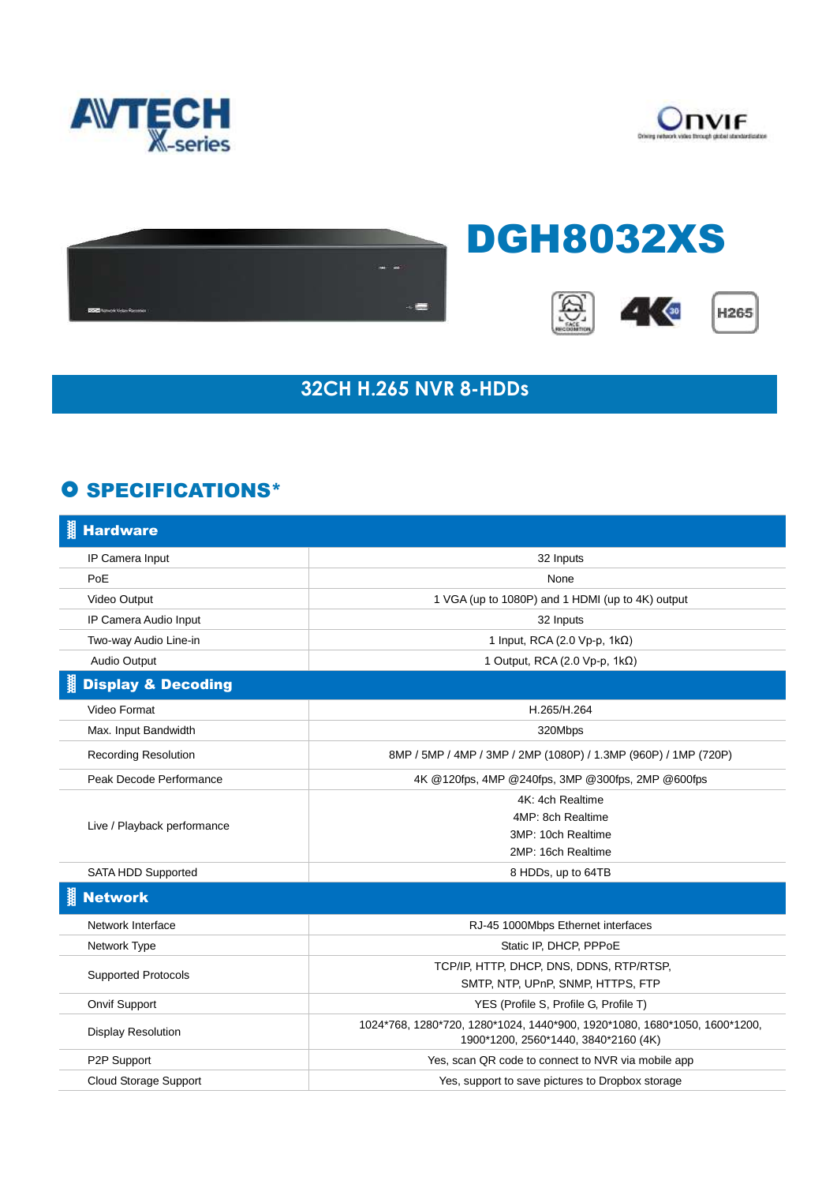# DGH8032XS

## 32CH H.265 NVR 8-HDDs

## SPECIFICATIONS*

| **Hardware** | |
|---|---|
| IP Camera Input | 32 Inputs |
| PoE | None |
| Video Output | 1 VGA (up to 1080P) and 1 HDMI (up to 4K) output |
| IP Camera Audio Input | 32 Inputs |
| Two-way Audio Line-in | 1 Input, RCA (2.0 Vp-p, 1kΩ) |
| Audio Output | 1 Output, RCA (2.0 Vp-p, 1kΩ) |
| **Display & Decoding** | |
| Video Format | H.265/H.264 |
| Max. Input Bandwidth | 320Mbps |
| Recording Resolution | 8MP / 5MP / 4MP / 3MP / 2MP (1080P) / 1.3MP (960P) / 1MP (720P) |
| Peak Decode Performance | 4K @120fps, 4MP @240fps, 3MP @300fps, 2MP @600fps |
| Live / Playback performance | 4K: 4ch Realtime<br>4MP: 8ch Realtime<br>3MP: 10ch Realtime<br>2MP: 16ch Realtime |
| SATA HDD Supported | 8 HDDs, up to 64TB |
| **Network** | |
| Network Interface | RJ-45 1000Mbps Ethernet interfaces |
| Network Type | Static IP, DHCP, PPPoE |
| Supported Protocols | TCP/IP, HTTP, DHCP, DNS, DDNS, RTP/RTSP, SMTP, NTP, UPnP, SNMP, HTTPS, FTP |
| Onvif Support | YES (Profile S, Profile G, Profile T) |
| Display Resolution | 1024*768, 1280*720, 1280*1024, 1440*900, 1920*1080, 1680*1050, 1600*1200, 1900*1200, 2560*1440, 3840*2160 (4K) |
| P2P Support | Yes, scan QR code to connect to NVR via mobile app |
| Cloud Storage Support | Yes, support to save pictures to Dropbox storage |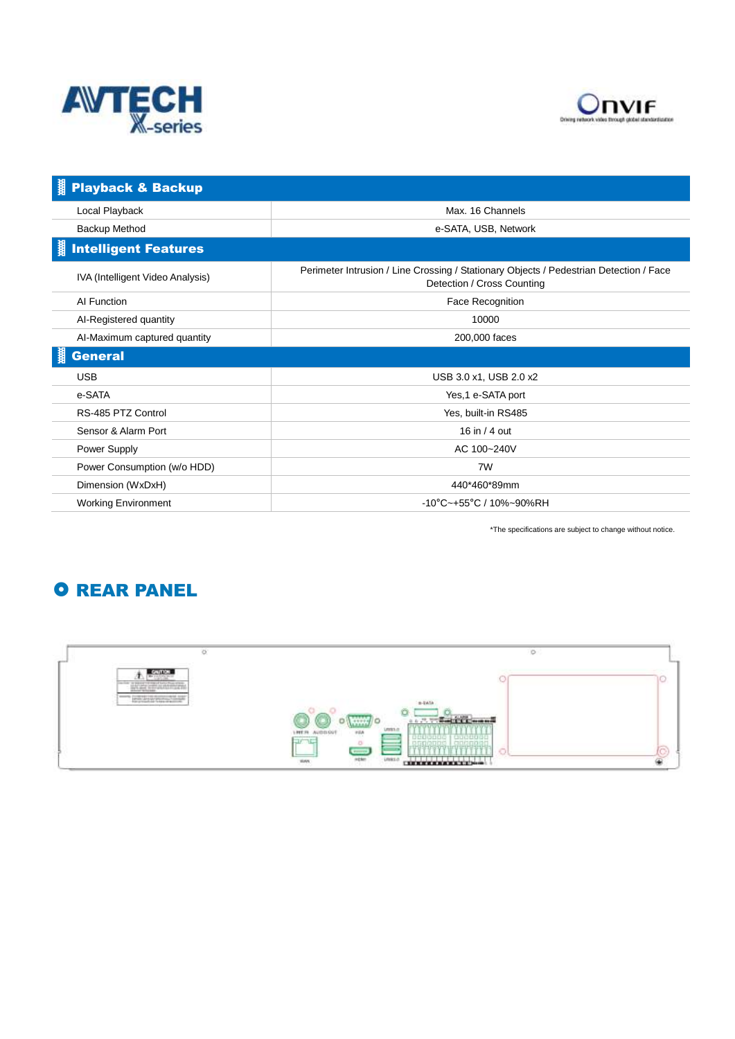| | |
|---|---|
| **Playback & Backup** | |
| Local Playback | Max. 16 Channels |
| Backup Method | e-SATA, USB, Network |
| **Intelligent Features** | |
| IVA (Intelligent Video Analysis) | Perimeter Intrusion / Line Crossing / Stationary Objects / Pedestrian Detection / Face Detection / Cross Counting |
| AI Function | Face Recognition |
| AI-Registered quantity | 10000 |
| AI-Maximum captured quantity | 200,000 faces |
| **General** | |
| USB | USB 3.0 x1, USB 2.0 x2 |
| e-SATA | Yes,1 e-SATA port |
| RS-485 PTZ Control | Yes, built-in RS485 |
| Sensor & Alarm Port | 16 in / 4 out |
| Power Supply | AC 100~240V |
| Power Consumption (w/o HDD) | 7W |
| Dimension (WxDxH) | 440*460*89mm |
| Working Environment | -10°C~+55°C / 10%~90%RH |

*The specifications are subject to change without notice.

## REAR PANEL